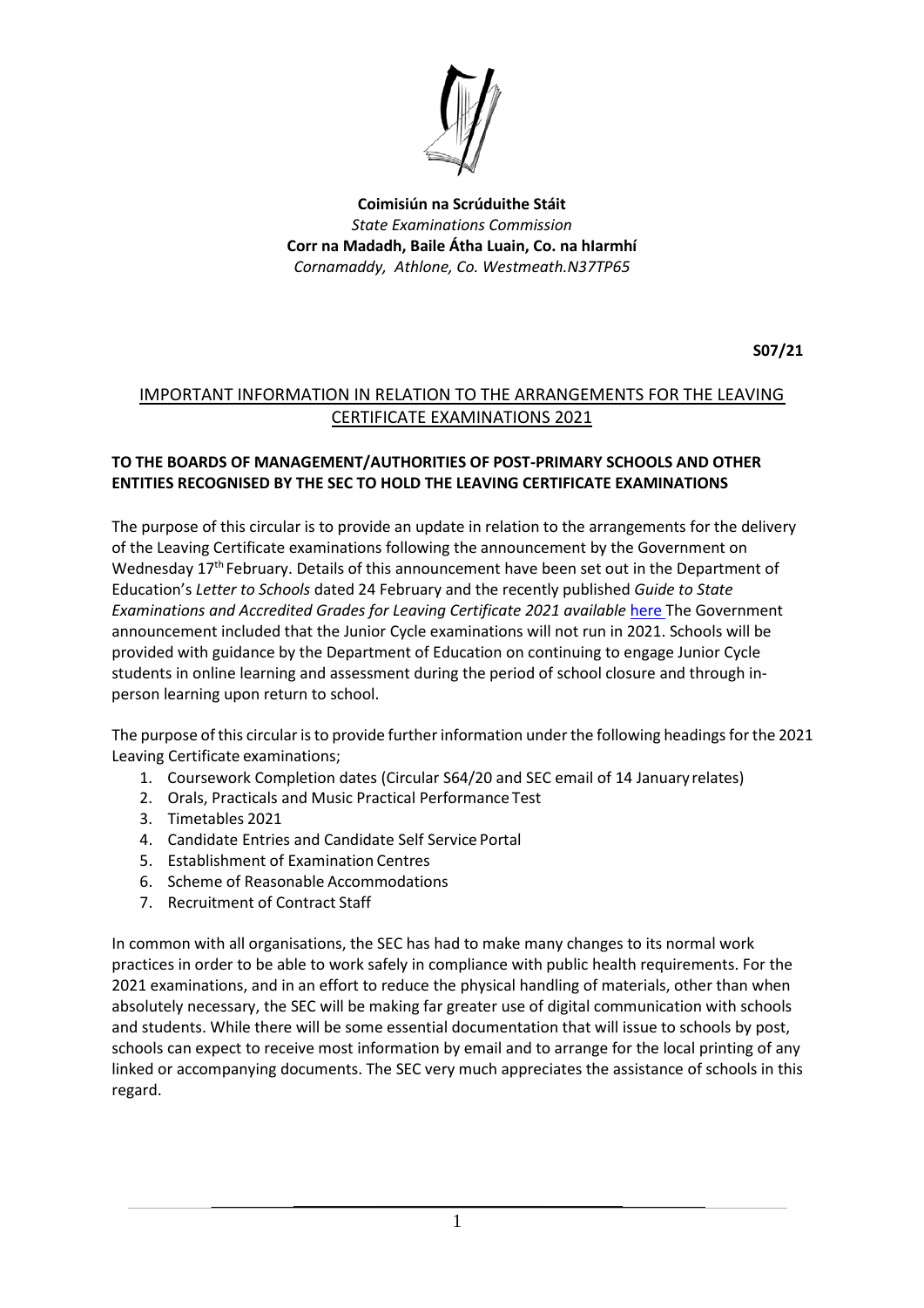**Coimisiún na Scrúduithe Stáit**
*State Examinations Commission*
**Corr na Madadh, Baile Átha Luain, Co. na hIarmhí**
*Cornamaddy, Athlone, Co. Westmeath.N37TP65*

**S07/21**

## IMPORTANT INFORMATION IN RELATION TO THE ARRANGEMENTS FOR THE LEAVING CERTIFICATE EXAMINATIONS 2021

**TO THE BOARDS OF MANAGEMENT/AUTHORITIES OF POST-PRIMARY SCHOOLS AND OTHER ENTITIES RECOGNISED BY THE SEC TO HOLD THE LEAVING CERTIFICATE EXAMINATIONS**

The purpose of this circular is to provide an update in relation to the arrangements for the delivery of the Leaving Certificate examinations following the announcement by the Government on Wednesday 17th February. Details of this announcement have been set out in the Department of Education's *Letter to Schools* dated 24 February and the recently published *Guide to State Examinations and Accredited Grades for Leaving Certificate 2021 available* here The Government announcement included that the Junior Cycle examinations will not run in 2021. Schools will be provided with guidance by the Department of Education on continuing to engage Junior Cycle students in online learning and assessment during the period of school closure and through in-person learning upon return to school.

The purpose of this circular is to provide further information under the following headings for the 2021 Leaving Certificate examinations;

1. Coursework Completion dates (Circular S64/20 and SEC email of 14 January relates)
2. Orals, Practicals and Music Practical Performance Test
3. Timetables 2021
4. Candidate Entries and Candidate Self Service Portal
5. Establishment of Examination Centres
6. Scheme of Reasonable Accommodations
7. Recruitment of Contract Staff

In common with all organisations, the SEC has had to make many changes to its normal work practices in order to be able to work safely in compliance with public health requirements. For the 2021 examinations, and in an effort to reduce the physical handling of materials, other than when absolutely necessary, the SEC will be making far greater use of digital communication with schools and students. While there will be some essential documentation that will issue to schools by post, schools can expect to receive most information by email and to arrange for the local printing of any linked or accompanying documents. The SEC very much appreciates the assistance of schools in this regard.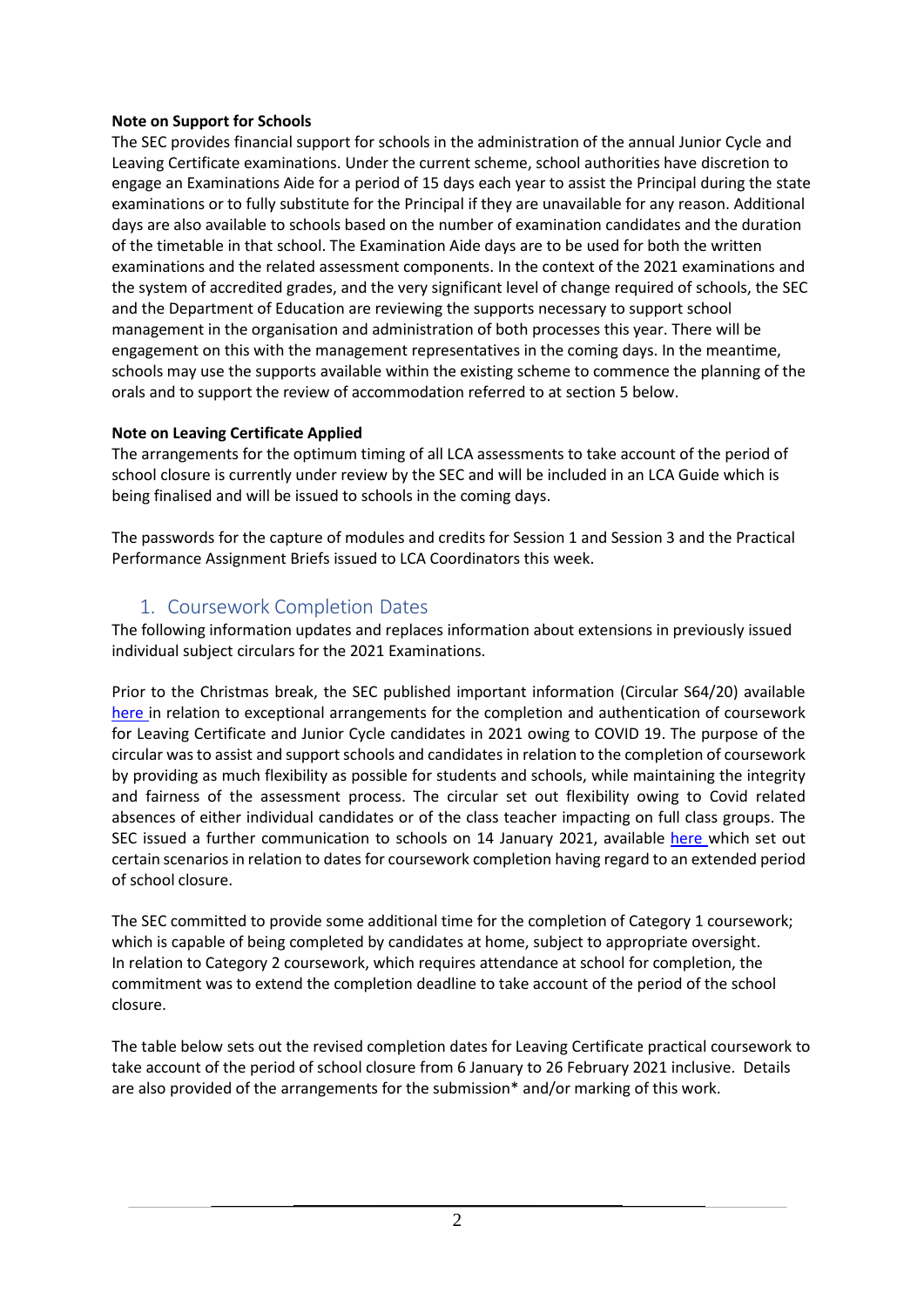**Note on Support for Schools**

The SEC provides financial support for schools in the administration of the annual Junior Cycle and Leaving Certificate examinations. Under the current scheme, school authorities have discretion to engage an Examinations Aide for a period of 15 days each year to assist the Principal during the state examinations or to fully substitute for the Principal if they are unavailable for any reason. Additional days are also available to schools based on the number of examination candidates and the duration of the timetable in that school. The Examination Aide days are to be used for both the written examinations and the related assessment components. In the context of the 2021 examinations and the system of accredited grades, and the very significant level of change required of schools, the SEC and the Department of Education are reviewing the supports necessary to support school management in the organisation and administration of both processes this year. There will be engagement on this with the management representatives in the coming days. In the meantime, schools may use the supports available within the existing scheme to commence the planning of the orals and to support the review of accommodation referred to at section 5 below.

**Note on Leaving Certificate Applied**

The arrangements for the optimum timing of all LCA assessments to take account of the period of school closure is currently under review by the SEC and will be included in an LCA Guide which is being finalised and will be issued to schools in the coming days.

The passwords for the capture of modules and credits for Session 1 and Session 3 and the Practical Performance Assignment Briefs issued to LCA Coordinators this week.

## 1. Coursework Completion Dates

The following information updates and replaces information about extensions in previously issued individual subject circulars for the 2021 Examinations.

Prior to the Christmas break, the SEC published important information (Circular S64/20) available here in relation to exceptional arrangements for the completion and authentication of coursework for Leaving Certificate and Junior Cycle candidates in 2021 owing to COVID 19. The purpose of the circular was to assist and support schools and candidates in relation to the completion of coursework by providing as much flexibility as possible for students and schools, while maintaining the integrity and fairness of the assessment process. The circular set out flexibility owing to Covid related absences of either individual candidates or of the class teacher impacting on full class groups. The SEC issued a further communication to schools on 14 January 2021, available here which set out certain scenarios in relation to dates for coursework completion having regard to an extended period of school closure.

The SEC committed to provide some additional time for the completion of Category 1 coursework; which is capable of being completed by candidates at home, subject to appropriate oversight. In relation to Category 2 coursework, which requires attendance at school for completion, the commitment was to extend the completion deadline to take account of the period of the school closure.

The table below sets out the revised completion dates for Leaving Certificate practical coursework to take account of the period of school closure from 6 January to 26 February 2021 inclusive. Details are also provided of the arrangements for the submission* and/or marking of this work.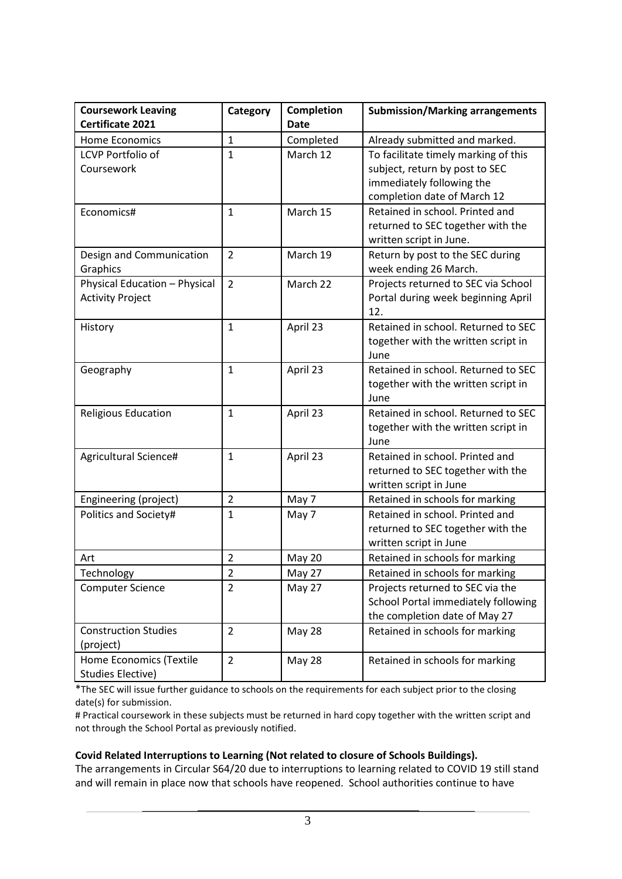| Coursework Leaving Certificate 2021 | Category | Completion Date | Submission/Marking arrangements |
|---|---|---|---|
| Home Economics | 1 | Completed | Already submitted and marked. |
| LCVP Portfolio of Coursework | 1 | March 12 | To facilitate timely marking of this subject, return by post to SEC immediately following the completion date of March 12 |
| Economics# | 1 | March 15 | Retained in school. Printed and returned to SEC together with the written script in June. |
| Design and Communication Graphics | 2 | March 19 | Return by post to the SEC during week ending 26 March. |
| Physical Education – Physical Activity Project | 2 | March 22 | Projects returned to SEC via School Portal during week beginning April 12. |
| History | 1 | April 23 | Retained in school. Returned to SEC together with the written script in June |
| Geography | 1 | April 23 | Retained in school. Returned to SEC together with the written script in June |
| Religious Education | 1 | April 23 | Retained in school. Returned to SEC together with the written script in June |
| Agricultural Science# | 1 | April 23 | Retained in school. Printed and returned to SEC together with the written script in June |
| Engineering (project) | 2 | May 7 | Retained in schools for marking |
| Politics and Society# | 1 | May 7 | Retained in school. Printed and returned to SEC together with the written script in June |
| Art | 2 | May 20 | Retained in schools for marking |
| Technology | 2 | May 27 | Retained in schools for marking |
| Computer Science | 2 | May 27 | Projects returned to SEC via the School Portal immediately following the completion date of May 27 |
| Construction Studies (project) | 2 | May 28 | Retained in schools for marking |
| Home Economics (Textile Studies Elective) | 2 | May 28 | Retained in schools for marking |

*The SEC will issue further guidance to schools on the requirements for each subject prior to the closing date(s) for submission.

# Practical coursework in these subjects must be returned in hard copy together with the written script and not through the School Portal as previously notified.

**Covid Related Interruptions to Learning (Not related to closure of Schools Buildings).**

The arrangements in Circular S64/20 due to interruptions to learning related to COVID 19 still stand and will remain in place now that schools have reopened. School authorities continue to have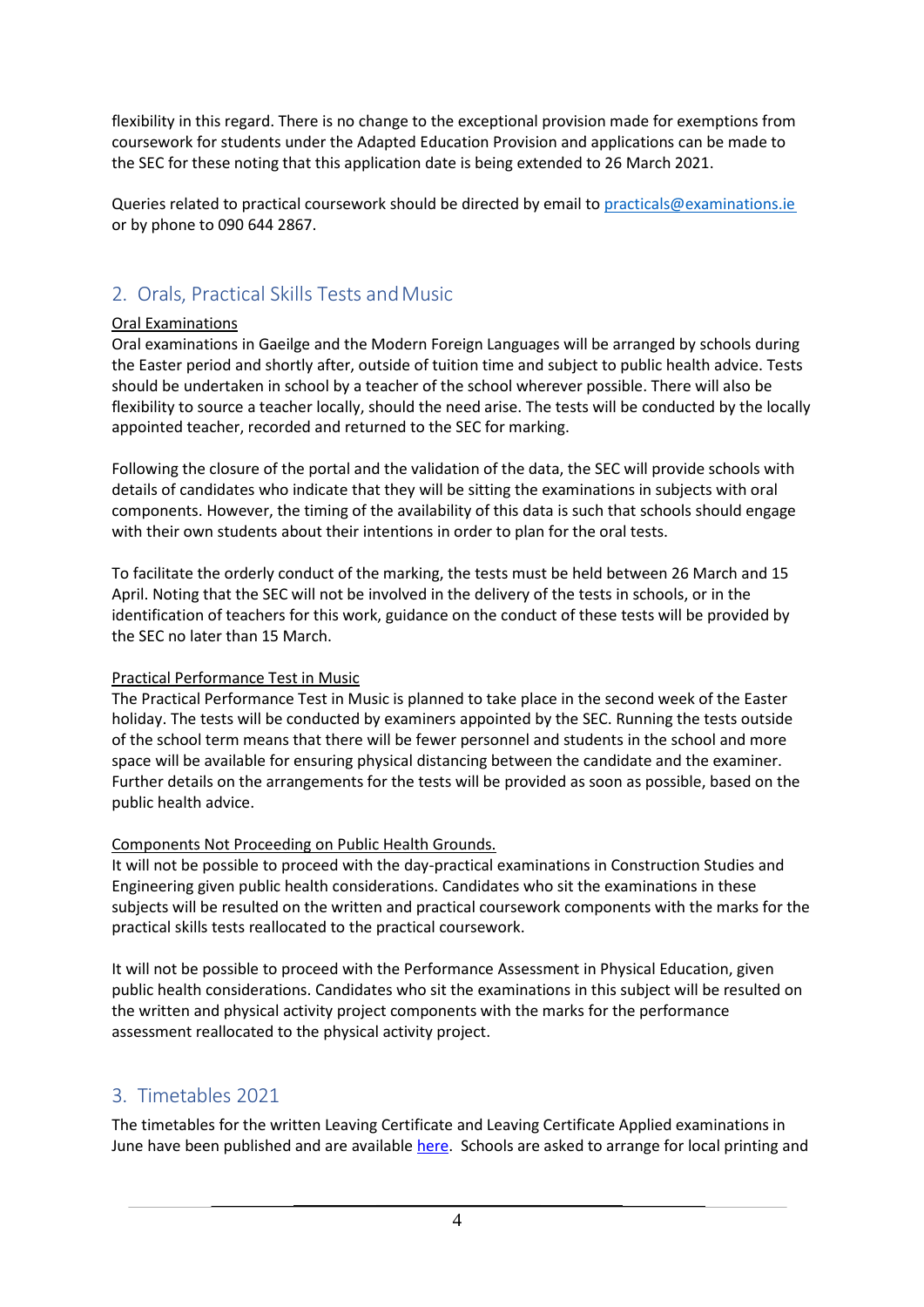flexibility in this regard. There is no change to the exceptional provision made for exemptions from coursework for students under the Adapted Education Provision and applications can be made to the SEC for these noting that this application date is being extended to 26 March 2021.

Queries related to practical coursework should be directed by email to [practicals@examinations.ie](mailto:practicals@examinations.ie) or by phone to 090 644 2867.

## 2. Orals, Practical Skills Tests and Music

Oral Examinations

Oral examinations in Gaeilge and the Modern Foreign Languages will be arranged by schools during the Easter period and shortly after, outside of tuition time and subject to public health advice. Tests should be undertaken in school by a teacher of the school wherever possible. There will also be flexibility to source a teacher locally, should the need arise. The tests will be conducted by the locally appointed teacher, recorded and returned to the SEC for marking.

Following the closure of the portal and the validation of the data, the SEC will provide schools with details of candidates who indicate that they will be sitting the examinations in subjects with oral components. However, the timing of the availability of this data is such that schools should engage with their own students about their intentions in order to plan for the oral tests.

To facilitate the orderly conduct of the marking, the tests must be held between 26 March and 15 April. Noting that the SEC will not be involved in the delivery of the tests in schools, or in the identification of teachers for this work, guidance on the conduct of these tests will be provided by the SEC no later than 15 March.

Practical Performance Test in Music

The Practical Performance Test in Music is planned to take place in the second week of the Easter holiday. The tests will be conducted by examiners appointed by the SEC. Running the tests outside of the school term means that there will be fewer personnel and students in the school and more space will be available for ensuring physical distancing between the candidate and the examiner. Further details on the arrangements for the tests will be provided as soon as possible, based on the public health advice.

Components Not Proceeding on Public Health Grounds.

It will not be possible to proceed with the day-practical examinations in Construction Studies and Engineering given public health considerations. Candidates who sit the examinations in these subjects will be resulted on the written and practical coursework components with the marks for the practical skills tests reallocated to the practical coursework.

It will not be possible to proceed with the Performance Assessment in Physical Education, given public health considerations. Candidates who sit the examinations in this subject will be resulted on the written and physical activity project components with the marks for the performance assessment reallocated to the physical activity project.

## 3. Timetables 2021

The timetables for the written Leaving Certificate and Leaving Certificate Applied examinations in June have been published and are available here. Schools are asked to arrange for local printing and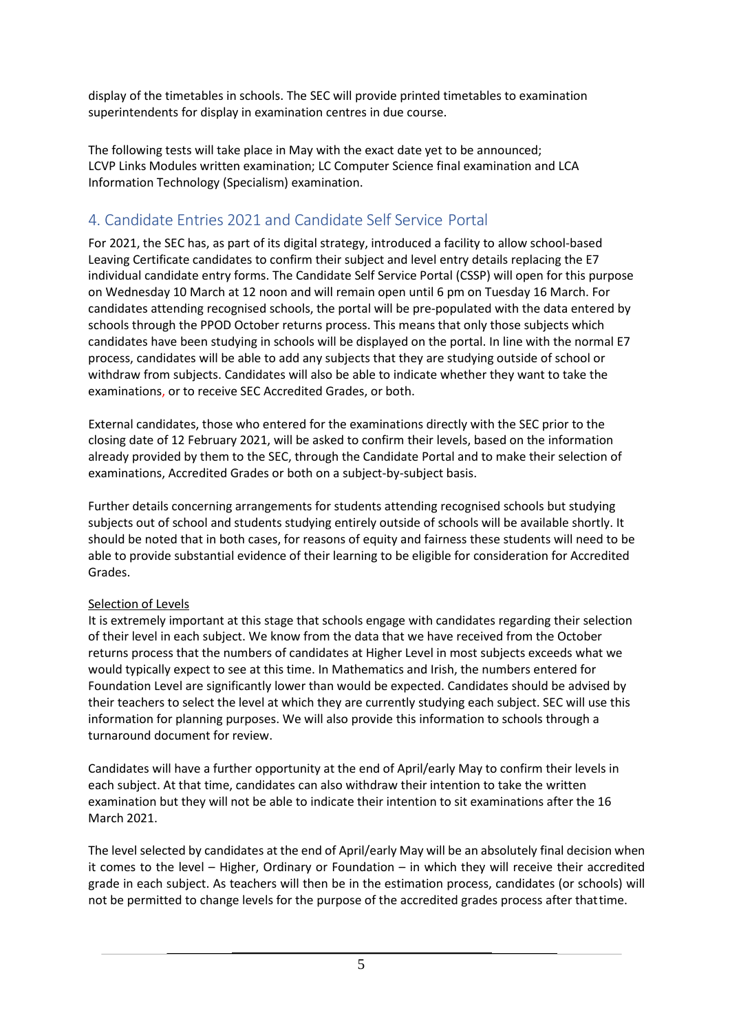display of the timetables in schools. The SEC will provide printed timetables to examination superintendents for display in examination centres in due course.

The following tests will take place in May with the exact date yet to be announced; LCVP Links Modules written examination; LC Computer Science final examination and LCA Information Technology (Specialism) examination.

## 4. Candidate Entries 2021 and Candidate Self Service Portal

For 2021, the SEC has, as part of its digital strategy, introduced a facility to allow school-based Leaving Certificate candidates to confirm their subject and level entry details replacing the E7 individual candidate entry forms. The Candidate Self Service Portal (CSSP) will open for this purpose on Wednesday 10 March at 12 noon and will remain open until 6 pm on Tuesday 16 March. For candidates attending recognised schools, the portal will be pre-populated with the data entered by schools through the PPOD October returns process. This means that only those subjects which candidates have been studying in schools will be displayed on the portal. In line with the normal E7 process, candidates will be able to add any subjects that they are studying outside of school or withdraw from subjects. Candidates will also be able to indicate whether they want to take the examinations, or to receive SEC Accredited Grades, or both.

External candidates, those who entered for the examinations directly with the SEC prior to the closing date of 12 February 2021, will be asked to confirm their levels, based on the information already provided by them to the SEC, through the Candidate Portal and to make their selection of examinations, Accredited Grades or both on a subject-by-subject basis.

Further details concerning arrangements for students attending recognised schools but studying subjects out of school and students studying entirely outside of schools will be available shortly. It should be noted that in both cases, for reasons of equity and fairness these students will need to be able to provide substantial evidence of their learning to be eligible for consideration for Accredited Grades.

<u>Selection of Levels</u>

It is extremely important at this stage that schools engage with candidates regarding their selection of their level in each subject. We know from the data that we have received from the October returns process that the numbers of candidates at Higher Level in most subjects exceeds what we would typically expect to see at this time. In Mathematics and Irish, the numbers entered for Foundation Level are significantly lower than would be expected. Candidates should be advised by their teachers to select the level at which they are currently studying each subject. SEC will use this information for planning purposes. We will also provide this information to schools through a turnaround document for review.

Candidates will have a further opportunity at the end of April/early May to confirm their levels in each subject. At that time, candidates can also withdraw their intention to take the written examination but they will not be able to indicate their intention to sit examinations after the 16 March 2021.

The level selected by candidates at the end of April/early May will be an absolutely final decision when it comes to the level – Higher, Ordinary or Foundation – in which they will receive their accredited grade in each subject. As teachers will then be in the estimation process, candidates (or schools) will not be permitted to change levels for the purpose of the accredited grades process after that time.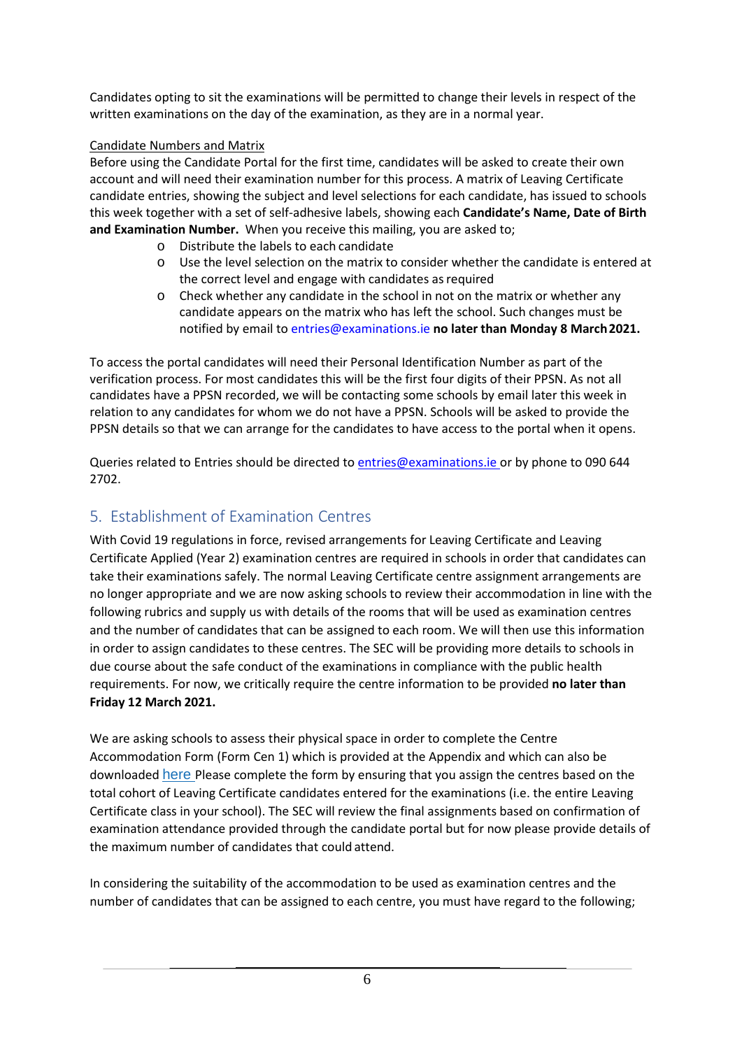Candidates opting to sit the examinations will be permitted to change their levels in respect of the written examinations on the day of the examination, as they are in a normal year.

Candidate Numbers and Matrix

Before using the Candidate Portal for the first time, candidates will be asked to create their own account and will need their examination number for this process. A matrix of Leaving Certificate candidate entries, showing the subject and level selections for each candidate, has issued to schools this week together with a set of self-adhesive labels, showing each **Candidate's Name, Date of Birth and Examination Number.** When you receive this mailing, you are asked to;

- Distribute the labels to each candidate
- Use the level selection on the matrix to consider whether the candidate is entered at the correct level and engage with candidates as required
- Check whether any candidate in the school in not on the matrix or whether any candidate appears on the matrix who has left the school. Such changes must be notified by email to entries@examinations.ie **no later than Monday 8 March 2021.**

To access the portal candidates will need their Personal Identification Number as part of the verification process. For most candidates this will be the first four digits of their PPSN. As not all candidates have a PPSN recorded, we will be contacting some schools by email later this week in relation to any candidates for whom we do not have a PPSN. Schools will be asked to provide the PPSN details so that we can arrange for the candidates to have access to the portal when it opens.

Queries related to Entries should be directed to entries@examinations.ie or by phone to 090 644 2702.

## 5. Establishment of Examination Centres

With Covid 19 regulations in force, revised arrangements for Leaving Certificate and Leaving Certificate Applied (Year 2) examination centres are required in schools in order that candidates can take their examinations safely. The normal Leaving Certificate centre assignment arrangements are no longer appropriate and we are now asking schools to review their accommodation in line with the following rubrics and supply us with details of the rooms that will be used as examination centres and the number of candidates that can be assigned to each room. We will then use this information in order to assign candidates to these centres. The SEC will be providing more details to schools in due course about the safe conduct of the examinations in compliance with the public health requirements. For now, we critically require the centre information to be provided **no later than Friday 12 March 2021.**

We are asking schools to assess their physical space in order to complete the Centre Accommodation Form (Form Cen 1) which is provided at the Appendix and which can also be downloaded here Please complete the form by ensuring that you assign the centres based on the total cohort of Leaving Certificate candidates entered for the examinations (i.e. the entire Leaving Certificate class in your school). The SEC will review the final assignments based on confirmation of examination attendance provided through the candidate portal but for now please provide details of the maximum number of candidates that could attend.

In considering the suitability of the accommodation to be used as examination centres and the number of candidates that can be assigned to each centre, you must have regard to the following;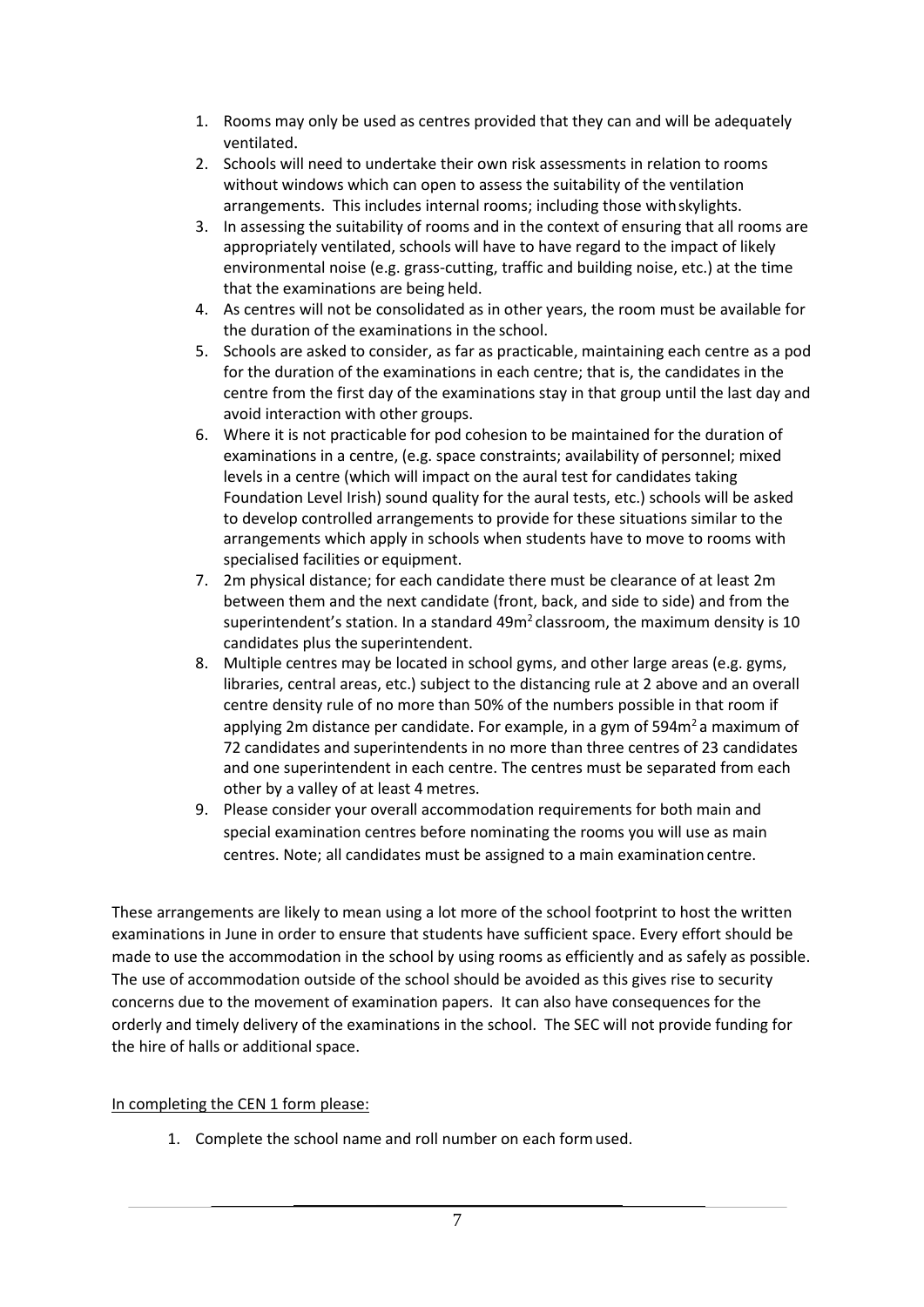1. Rooms may only be used as centres provided that they can and will be adequately ventilated.
2. Schools will need to undertake their own risk assessments in relation to rooms without windows which can open to assess the suitability of the ventilation arrangements. This includes internal rooms; including those with skylights.
3. In assessing the suitability of rooms and in the context of ensuring that all rooms are appropriately ventilated, schools will have to have regard to the impact of likely environmental noise (e.g. grass-cutting, traffic and building noise, etc.) at the time that the examinations are being held.
4. As centres will not be consolidated as in other years, the room must be available for the duration of the examinations in the school.
5. Schools are asked to consider, as far as practicable, maintaining each centre as a pod for the duration of the examinations in each centre; that is, the candidates in the centre from the first day of the examinations stay in that group until the last day and avoid interaction with other groups.
6. Where it is not practicable for pod cohesion to be maintained for the duration of examinations in a centre, (e.g. space constraints; availability of personnel; mixed levels in a centre (which will impact on the aural test for candidates taking Foundation Level Irish) sound quality for the aural tests, etc.) schools will be asked to develop controlled arrangements to provide for these situations similar to the arrangements which apply in schools when students have to move to rooms with specialised facilities or equipment.
7. 2m physical distance; for each candidate there must be clearance of at least 2m between them and the next candidate (front, back, and side to side) and from the superintendent's station. In a standard 49m$^2$ classroom, the maximum density is 10 candidates plus the superintendent.
8. Multiple centres may be located in school gyms, and other large areas (e.g. gyms, libraries, central areas, etc.) subject to the distancing rule at 2 above and an overall centre density rule of no more than 50% of the numbers possible in that room if applying 2m distance per candidate. For example, in a gym of 594m$^2$ a maximum of 72 candidates and superintendents in no more than three centres of 23 candidates and one superintendent in each centre. The centres must be separated from each other by a valley of at least 4 metres.
9. Please consider your overall accommodation requirements for both main and special examination centres before nominating the rooms you will use as main centres. Note; all candidates must be assigned to a main examination centre.

These arrangements are likely to mean using a lot more of the school footprint to host the written examinations in June in order to ensure that students have sufficient space. Every effort should be made to use the accommodation in the school by using rooms as efficiently and as safely as possible. The use of accommodation outside of the school should be avoided as this gives rise to security concerns due to the movement of examination papers. It can also have consequences for the orderly and timely delivery of the examinations in the school. The SEC will not provide funding for the hire of halls or additional space.

<u>In completing the CEN 1 form please:</u>

1. Complete the school name and roll number on each form used.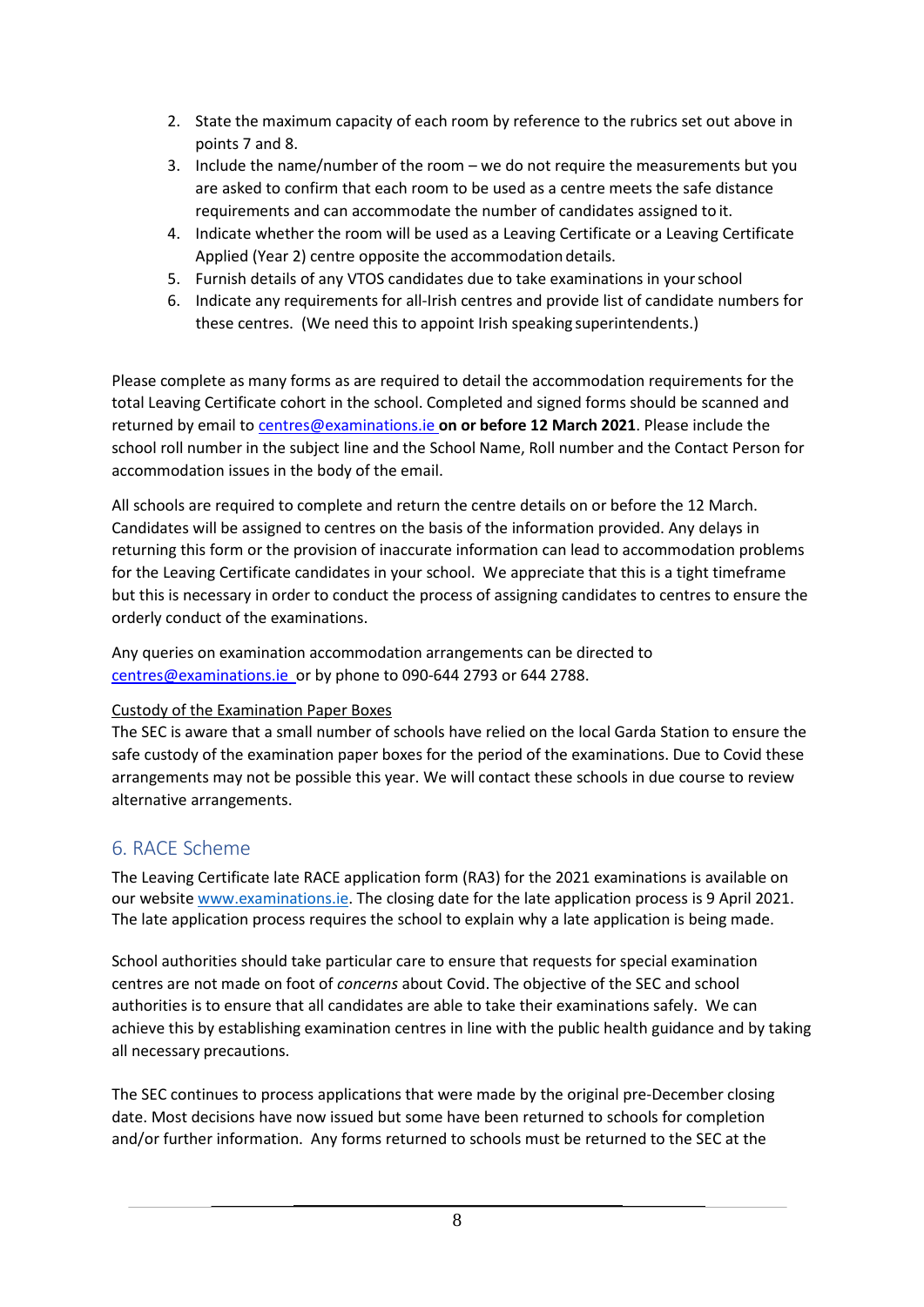2. State the maximum capacity of each room by reference to the rubrics set out above in points 7 and 8.
3. Include the name/number of the room – we do not require the measurements but you are asked to confirm that each room to be used as a centre meets the safe distance requirements and can accommodate the number of candidates assigned to it.
4. Indicate whether the room will be used as a Leaving Certificate or a Leaving Certificate Applied (Year 2) centre opposite the accommodation details.
5. Furnish details of any VTOS candidates due to take examinations in your school
6. Indicate any requirements for all-Irish centres and provide list of candidate numbers for these centres. (We need this to appoint Irish speaking superintendents.)

Please complete as many forms as are required to detail the accommodation requirements for the total Leaving Certificate cohort in the school. Completed and signed forms should be scanned and returned by email to [centres@examinations.ie](mailto:centres@examinations.ie) **on or before 12 March 2021**. Please include the school roll number in the subject line and the School Name, Roll number and the Contact Person for accommodation issues in the body of the email.

All schools are required to complete and return the centre details on or before the 12 March. Candidates will be assigned to centres on the basis of the information provided. Any delays in returning this form or the provision of inaccurate information can lead to accommodation problems for the Leaving Certificate candidates in your school. We appreciate that this is a tight timeframe but this is necessary in order to conduct the process of assigning candidates to centres to ensure the orderly conduct of the examinations.

Any queries on examination accommodation arrangements can be directed to [centres@examinations.ie](mailto:centres@examinations.ie) or by phone to 090-644 2793 or 644 2788.

Custody of the Examination Paper Boxes

The SEC is aware that a small number of schools have relied on the local Garda Station to ensure the safe custody of the examination paper boxes for the period of the examinations. Due to Covid these arrangements may not be possible this year. We will contact these schools in due course to review alternative arrangements.

## 6. RACE Scheme

The Leaving Certificate late RACE application form (RA3) for the 2021 examinations is available on our website [www.examinations.ie](http://www.examinations.ie). The closing date for the late application process is 9 April 2021. The late application process requires the school to explain why a late application is being made.

School authorities should take particular care to ensure that requests for special examination centres are not made on foot of *concerns* about Covid. The objective of the SEC and school authorities is to ensure that all candidates are able to take their examinations safely. We can achieve this by establishing examination centres in line with the public health guidance and by taking all necessary precautions.

The SEC continues to process applications that were made by the original pre-December closing date. Most decisions have now issued but some have been returned to schools for completion and/or further information. Any forms returned to schools must be returned to the SEC at the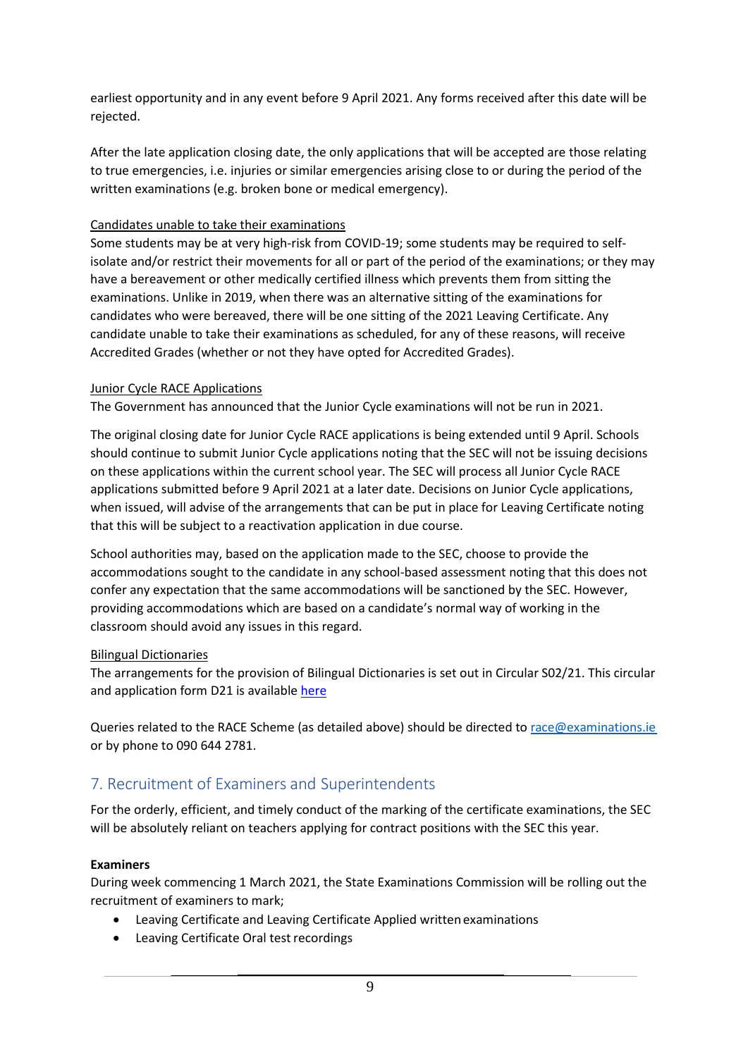earliest opportunity and in any event before 9 April 2021. Any forms received after this date will be rejected.

After the late application closing date, the only applications that will be accepted are those relating to true emergencies, i.e. injuries or similar emergencies arising close to or during the period of the written examinations (e.g. broken bone or medical emergency).

Candidates unable to take their examinations

Some students may be at very high-risk from COVID-19; some students may be required to self-isolate and/or restrict their movements for all or part of the period of the examinations; or they may have a bereavement or other medically certified illness which prevents them from sitting the examinations. Unlike in 2019, when there was an alternative sitting of the examinations for candidates who were bereaved, there will be one sitting of the 2021 Leaving Certificate. Any candidate unable to take their examinations as scheduled, for any of these reasons, will receive Accredited Grades (whether or not they have opted for Accredited Grades).

Junior Cycle RACE Applications

The Government has announced that the Junior Cycle examinations will not be run in 2021.

The original closing date for Junior Cycle RACE applications is being extended until 9 April. Schools should continue to submit Junior Cycle applications noting that the SEC will not be issuing decisions on these applications within the current school year. The SEC will process all Junior Cycle RACE applications submitted before 9 April 2021 at a later date. Decisions on Junior Cycle applications, when issued, will advise of the arrangements that can be put in place for Leaving Certificate noting that this will be subject to a reactivation application in due course.

School authorities may, based on the application made to the SEC, choose to provide the accommodations sought to the candidate in any school-based assessment noting that this does not confer any expectation that the same accommodations will be sanctioned by the SEC. However, providing accommodations which are based on a candidate's normal way of working in the classroom should avoid any issues in this regard.

Bilingual Dictionaries

The arrangements for the provision of Bilingual Dictionaries is set out in Circular S02/21. This circular and application form D21 is available here

Queries related to the RACE Scheme (as detailed above) should be directed to race@examinations.ie or by phone to 090 644 2781.

## 7. Recruitment of Examiners and Superintendents

For the orderly, efficient, and timely conduct of the marking of the certificate examinations, the SEC will be absolutely reliant on teachers applying for contract positions with the SEC this year.

**Examiners**

During week commencing 1 March 2021, the State Examinations Commission will be rolling out the recruitment of examiners to mark;

- Leaving Certificate and Leaving Certificate Applied written examinations
- Leaving Certificate Oral test recordings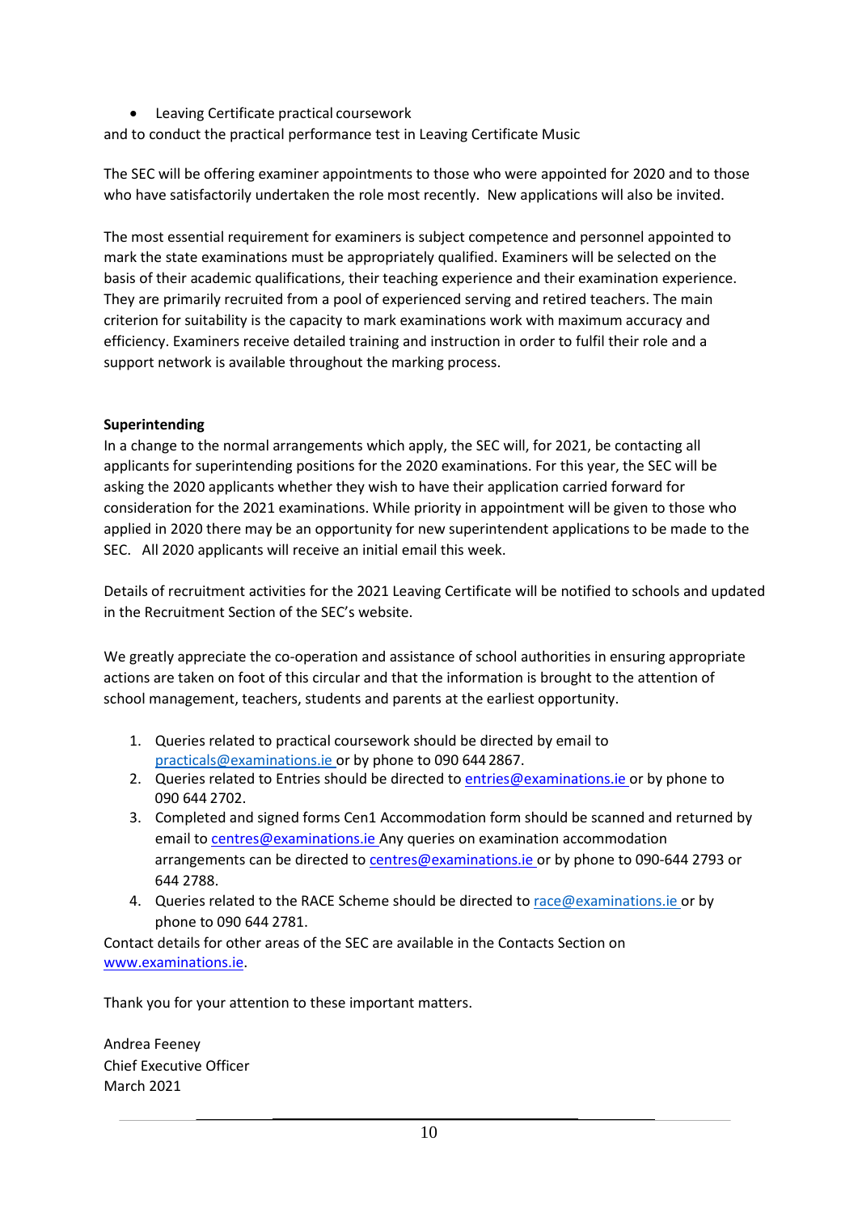- Leaving Certificate practical coursework

and to conduct the practical performance test in Leaving Certificate Music

The SEC will be offering examiner appointments to those who were appointed for 2020 and to those who have satisfactorily undertaken the role most recently. New applications will also be invited.

The most essential requirement for examiners is subject competence and personnel appointed to mark the state examinations must be appropriately qualified. Examiners will be selected on the basis of their academic qualifications, their teaching experience and their examination experience. They are primarily recruited from a pool of experienced serving and retired teachers. The main criterion for suitability is the capacity to mark examinations work with maximum accuracy and efficiency. Examiners receive detailed training and instruction in order to fulfil their role and a support network is available throughout the marking process.

**Superintending**

In a change to the normal arrangements which apply, the SEC will, for 2021, be contacting all applicants for superintending positions for the 2020 examinations. For this year, the SEC will be asking the 2020 applicants whether they wish to have their application carried forward for consideration for the 2021 examinations. While priority in appointment will be given to those who applied in 2020 there may be an opportunity for new superintendent applications to be made to the SEC. All 2020 applicants will receive an initial email this week.

Details of recruitment activities for the 2021 Leaving Certificate will be notified to schools and updated in the Recruitment Section of the SEC's website.

We greatly appreciate the co-operation and assistance of school authorities in ensuring appropriate actions are taken on foot of this circular and that the information is brought to the attention of school management, teachers, students and parents at the earliest opportunity.

1. Queries related to practical coursework should be directed by email to practicals@examinations.ie or by phone to 090 644 2867.
2. Queries related to Entries should be directed to entries@examinations.ie or by phone to 090 644 2702.
3. Completed and signed forms Cen1 Accommodation form should be scanned and returned by email to centres@examinations.ie Any queries on examination accommodation arrangements can be directed to centres@examinations.ie or by phone to 090-644 2793 or 644 2788.
4. Queries related to the RACE Scheme should be directed to race@examinations.ie or by phone to 090 644 2781.

Contact details for other areas of the SEC are available in the Contacts Section on www.examinations.ie.

Thank you for your attention to these important matters.

Andrea Feeney
Chief Executive Officer
March 2021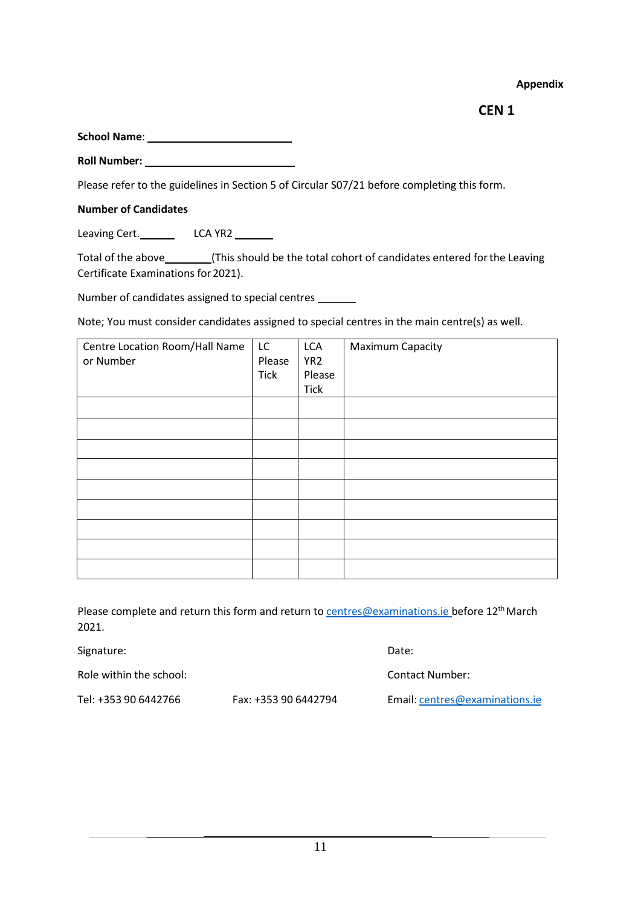**Appendix**

## CEN 1

**School Name**: \_\_\_\_\_\_\_\_\_\_\_\_\_\_\_\_\_\_\_\_\_\_\_\_\_\_\_

**Roll Number:** \_\_\_\_\_\_\_\_\_\_\_\_\_\_\_\_\_\_\_\_\_\_\_\_\_\_\_

Please refer to the guidelines in Section 5 of Circular S07/21 before completing this form.

**Number of Candidates**

Leaving Cert.\_\_\_\_\_\_ LCA YR2 \_\_\_\_\_\_\_

Total of the above\_\_\_\_\_\_\_\_(This should be the total cohort of candidates entered for the Leaving Certificate Examinations for 2021).

Number of candidates assigned to special centres \_\_\_\_\_\_\_

Note; You must consider candidates assigned to special centres in the main centre(s) as well.

| Centre Location Room/Hall Name or Number | LC Please Tick | LCA YR2 Please Tick | Maximum Capacity |
|---|---|---|---|
| | | | |
| | | | |
| | | | |
| | | | |
| | | | |
| | | | |
| | | | |
| | | | |
| | | | |

Please complete and return this form and return to centres@examinations.ie before 12th March 2021.

Signature: Date:

Role within the school: Contact Number:

Tel: +353 90 6442766 Fax: +353 90 6442794 Email: centres@examinations.ie